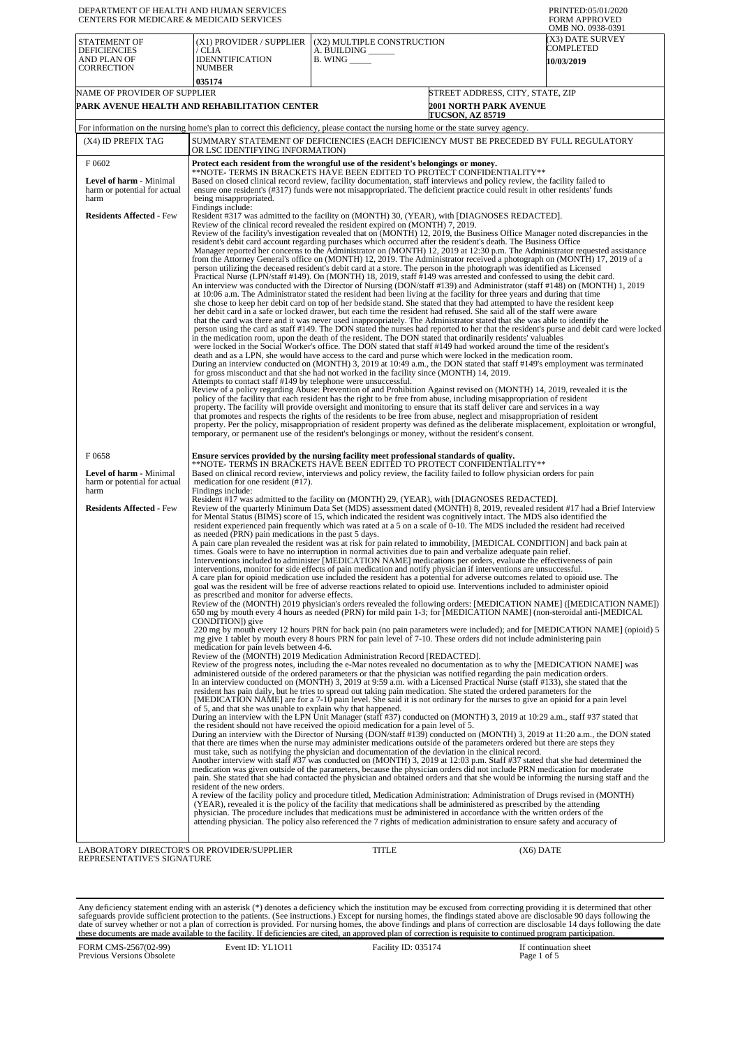DEPARTMENT OF HEALTH AND HUMAN SERVICES
CENTERS FOR MEDICARE & MEDICAID SERVICES

PRINTED:05/01/2020
FORM APPROVED
OMB NO. 0938-0391

| STATEMENT OF DEFICIENCIES AND PLAN OF CORRECTION | (X1) PROVIDER / SUPPLIER / CLIA IDENNTIFICATION NUMBER | (X2) MULTIPLE CONSTRUCTION A. BUILDING ______ B. WING _____ | (X3) DATE SURVEY COMPLETED |
|---|---|---|---|
| | 035174 | | 10/03/2019 |

| NAME OF PROVIDER OF SUPPLIER | STREET ADDRESS, CITY, STATE, ZIP |
|---|---|
| PARK AVENUE HEALTH AND REHABILITATION CENTER | 2001 NORTH PARK AVENUE TUCSON, AZ 85719 |

For information on the nursing home's plan to correct this deficiency, please contact the nursing home or the state survey agency.

| (X4) ID PREFIX TAG | SUMMARY STATEMENT OF DEFICIENCIES (EACH DEFICIENCY MUST BE PRECEDED BY FULL REGULATORY OR LSC IDENTIFYING INFORMATION) |
|---|---|
| F 0602<br><br>**Level of harm** - Minimal harm or potential for actual harm<br><br>**Residents Affected** - Few | **Protect each resident from the wrongful use of the resident's belongings or money.**<br>**NOTE- TERMS IN BRACKETS HAVE BEEN EDITED TO PROTECT CONFIDENTIALITY**<br>Based on closed clinical record review, facility documentation, staff interviews and policy review, the facility failed to ensure one resident's (#317) funds were not misappropriated. The deficient practice could result in other residents' funds being misappropriated.<br>Findings include:<br>Resident #317 was admitted to the facility on (MONTH) 30, (YEAR), with [DIAGNOSES REDACTED].<br>Review of the clinical record revealed the resident expired on (MONTH) 7, 2019.<br>Review of the facility's investigation revealed that on (MONTH) 12, 2019, the Business Office Manager noted discrepancies in the resident's debit card account regarding purchases which occurred after the resident's death. The Business Office Manager reported her concerns to the Administrator on (MONTH) 12, 2019 at 12:30 p.m. The Administrator requested assistance from the Attorney General's office on (MONTH) 12, 2019. The Administrator received a photograph on (MONTH) 17, 2019 of a person utilizing the deceased resident's debit card at a store. The person in the photograph was identified as Licensed Practical Nurse (LPN/staff #149). On (MONTH) 18, 2019, staff #149 was arrested and confessed to using the debit card.<br>An interview was conducted with the Director of Nursing (DON/staff #139) and Administrator (staff #148) on (MONTH) 1, 2019 at 10:06 a.m. The Administrator stated the resident had been living at the facility for three years and during that time she chose to keep her debit card on top of her bedside stand. She stated that they had attempted to have the resident keep her debit card in a safe or locked drawer, but each time the resident had refused. She said all of the staff were aware that the card was there and it was never used inappropriately. The Administrator stated that she was able to identify the person using the card as staff #149. The DON stated the nurses had reported to her that the resident's purse and debit card were locked in the medication room, upon the death of the resident. The DON stated that ordinarily residents' valuables were locked in the Social Worker's office. The DON stated that staff #149 had worked around the time of the resident's death and as a LPN, she would have access to the card and purse which were locked in the medication room.<br>During an interview conducted on (MONTH) 3, 2019 at 10:49 a.m., the DON stated that staff #149's employment was terminated for gross misconduct and that she had not worked in the facility since (MONTH) 14, 2019.<br>Attempts to contact staff #149 by telephone were unsuccessful.<br>Review of a policy regarding Abuse: Prevention of and Prohibition Against revised on (MONTH) 14, 2019, revealed it is the policy of the facility that each resident has the right to be free from abuse, including misappropriation of resident property. The facility will provide oversight and monitoring to ensure that its staff deliver care and services in a way that promotes and respects the rights of the residents to be free from abuse, neglect and misappropriation of resident property. Per the policy, misappropriation of resident property was defined as the deliberate misplacement, exploitation or wrongful, temporary, or permanent use of the resident's belongings or money, without the resident's consent. |
| F 0658<br><br>**Level of harm** - Minimal harm or potential for actual harm<br><br>**Residents Affected** - Few | **Ensure services provided by the nursing facility meet professional standards of quality.**<br>**NOTE- TERMS IN BRACKETS HAVE BEEN EDITED TO PROTECT CONFIDENTIALITY**<br>Based on clinical record review, interviews and policy review, the facility failed to follow physician orders for pain medication for one resident (#17).<br>Findings include:<br>Resident #17 was admitted to the facility on (MONTH) 29, (YEAR), with [DIAGNOSES REDACTED].<br>Review of the quarterly Minimum Data Set (MDS) assessment dated (MONTH) 8, 2019, revealed resident #17 had a Brief Interview for Mental Status (BIMS) score of 15, which indicated the resident was cognitively intact. The MDS also identified the resident experienced pain frequently which was rated at a 5 on a scale of 0-10. The MDS included the resident had received as needed (PRN) pain medications in the past 5 days.<br>A pain care plan revealed the resident was at risk for pain related to immobility, [MEDICAL CONDITION] and back pain at times. Goals were to have no interruption in normal activities due to pain and verbalize adequate pain relief. Interventions included to administer [MEDICATION NAME] medications per orders, evaluate the effectiveness of pain interventions, monitor for side effects of pain medication and notify physician if interventions are unsuccessful.<br>A care plan for opioid medication use included the resident has a potential for adverse outcomes related to opioid use. The goal was the resident will be free of adverse reactions related to opioid use. Interventions included to administer opioid as prescribed and monitor for adverse effects.<br>Review of the (MONTH) 2019 physician's orders revealed the following orders: [MEDICATION NAME] ([MEDICATION NAME]) 650 mg by mouth every 4 hours as needed (PRN) for mild pain 1-3; for [MEDICATION NAME] (non-steroidal anti-[MEDICAL CONDITION]) give 220 mg by mouth every 12 hours PRN for back pain (no pain parameters were included); and for [MEDICATION NAME] (opioid) 5 mg give 1 tablet by mouth every 8 hours PRN for pain level of 7-10. These orders did not include administering pain medication for pain levels between 4-6.<br>Review of the (MONTH) 2019 Medication Administration Record [REDACTED].<br>Review of the progress notes, including the e-Mar notes revealed no documentation as to why the [MEDICATION NAME] was administered outside of the ordered parameters or that the physician was notified regarding the pain medication orders.<br>In an interview conducted on (MONTH) 3, 2019 at 9:59 a.m. with a Licensed Practical Nurse (staff #133), she stated that the resident has pain daily, but he tries to spread out taking pain medication. She stated the ordered parameters for the [MEDICATION NAME] are for a 7-10 pain level. She said it is not ordinary for the nurses to give an opioid for a pain level of 5, and that she was unable to explain why that happened.<br>During an interview with the LPN Unit Manager (staff #37) conducted on (MONTH) 3, 2019 at 10:29 a.m., staff #37 stated that the resident should not have received the opioid medication for a pain level of 5.<br>During an interview with the Director of Nursing (DON/staff #139) conducted on (MONTH) 3, 2019 at 11:20 a.m., the DON stated that there are times when the nurse may administer medications outside of the parameters ordered but there are steps they must take, such as notifying the physician and documentation of the deviation in the clinical record.<br>Another interview with staff #37 was conducted on (MONTH) 3, 2019 at 12:03 p.m. Staff #37 stated that she had determined the medication was given outside of the parameters, because the physician orders did not include PRN medication for moderate pain. She stated that she had contacted the physician and obtained orders and that she would be informing the nursing staff and the resident of the new orders.<br>A review of the facility policy and procedure titled, Medication Administration: Administration of Drugs revised in (MONTH) (YEAR), revealed it is the policy of the facility that medications shall be administered as prescribed by the attending physician. The procedure includes that medications must be administered in accordance with the written orders of the attending physician. The policy also referenced the 7 rights of medication administration to ensure safety and accuracy of |

LABORATORY DIRECTOR'S OR PROVIDER/SUPPLIER REPRESENTATIVE'S SIGNATURE | TITLE | (X6) DATE

Any deficiency statement ending with an asterisk (*) denotes a deficiency which the institution may be excused from correcting providing it is determined that other safeguards provide sufficient protection to the patients. (See instructions.) Except for nursing homes, the findings stated above are disclosable 90 days following the date of survey whether or not a plan of correction is provided. For nursing homes, the above findings and plans of correction are disclosable 14 days following the date these documents are made available to the facility. If deficiencies are cited, an approved plan of correction is requisite to continued program participation.

FORM CMS-2567(02-99) Previous Versions Obsolete | Event ID: YL1O11 | Facility ID: 035174 | If continuation sheet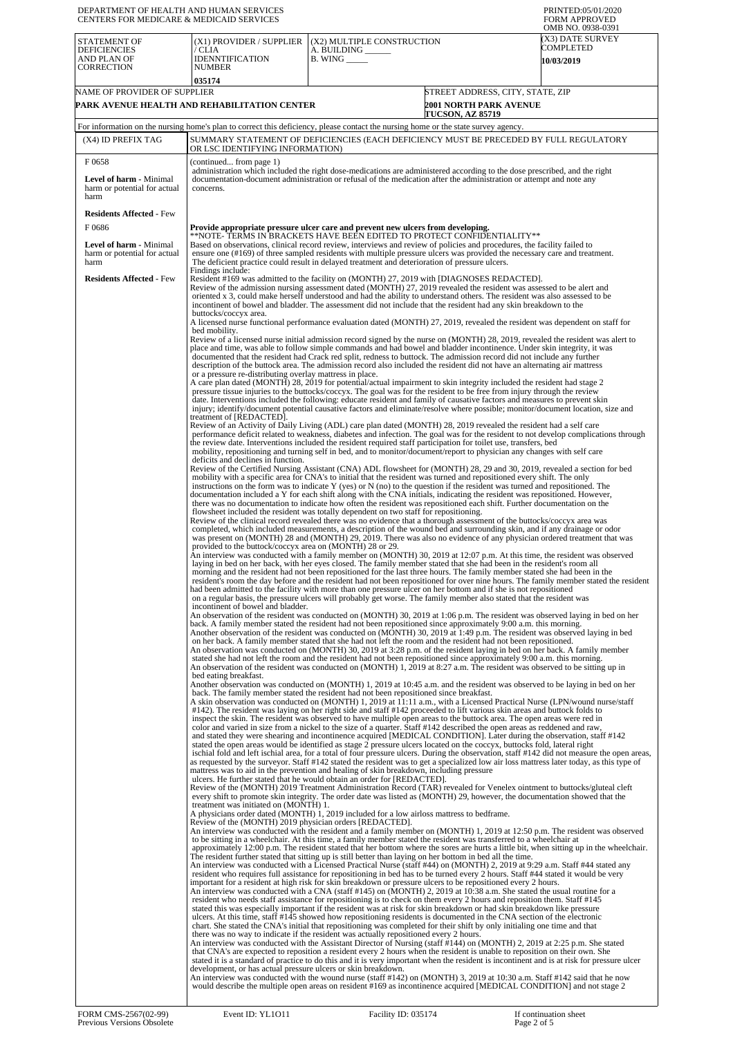DEPARTMENT OF HEALTH AND HUMAN SERVICES
CENTERS FOR MEDICARE & MEDICAID SERVICES

PRINTED:05/01/2020
FORM APPROVED
OMB NO. 0938-0391

| STATEMENT OF DEFICIENCIES AND PLAN OF CORRECTION | (X1) PROVIDER / SUPPLIER / CLIA IDENNTIFICATION NUMBER | (X2) MULTIPLE CONSTRUCTION A. BUILDING ______ B. WING _____ | (X3) DATE SURVEY COMPLETED |
|---|---|---|---|
| | 035174 | | 10/03/2019 |

| NAME OF PROVIDER OF SUPPLIER | STREET ADDRESS, CITY, STATE, ZIP |
|---|---|
| PARK AVENUE HEALTH AND REHABILITATION CENTER | 2001 NORTH PARK AVENUE TUCSON, AZ 85719 |

For information on the nursing home's plan to correct this deficiency, please contact the nursing home or the state survey agency.

| (X4) ID PREFIX TAG | SUMMARY STATEMENT OF DEFICIENCIES (EACH DEFICIENCY MUST BE PRECEDED BY FULL REGULATORY OR LSC IDENTIFYING INFORMATION) |
|---|---|
| F 0658<br><br>**Level of harm** - Minimal harm or potential for actual harm<br><br>**Residents Affected** - Few | (continued... from page 1)<br>administration which included the right dose-medications are administered according to the dose prescribed, and the right documentation-document administration or refusal of the medication after the administration or attempt and note any concerns. |
| F 0686<br><br>**Level of harm** - Minimal harm or potential for actual harm<br><br>**Residents Affected** - Few | **Provide appropriate pressure ulcer care and prevent new ulcers from developing.**<br>**NOTE- TERMS IN BRACKETS HAVE BEEN EDITED TO PROTECT CONFIDENTIALITY**<br>Based on observations, clinical record review, interviews and review of policies and procedures, the facility failed to ensure one (#169) of three sampled residents with multiple pressure ulcers was provided the necessary care and treatment. The deficient practice could result in delayed treatment and deterioration of pressure ulcers.<br>Findings include:<br>Resident #169 was admitted to the facility on (MONTH) 27, 2019 with [DIAGNOSES REDACTED].<br>Review of the admission nursing assessment dated (MONTH) 27, 2019 revealed the resident was assessed to be alert and oriented x 3, could make herself understood and had the ability to understand others. The resident was also assessed to be incontinent of bowel and bladder. The assessment did not include that the resident had any skin breakdown to the buttocks/coccyx area.<br>A licensed nurse functional performance evaluation dated (MONTH) 27, 2019, revealed the resident was dependent on staff for bed mobility.<br>Review of a licensed nurse initial admission record signed by the nurse on (MONTH) 28, 2019, revealed the resident was alert to place and time, was able to follow simple commands and had bowel and bladder incontinence. Under skin integrity, it was documented that the resident had Crack red split, redness to buttock. The admission record did not include any further description of the buttock area. The admission record also included the resident did not have an alternating air mattress or a pressure re-distributing overlay mattress in place.<br>A care plan dated (MONTH) 28, 2019 for potential/actual impairment to skin integrity included the resident had stage 2 pressure tissue injuries to the buttocks/coccyx. The goal was for the resident to be free from injury through the review date. Interventions included the following: educate resident and family of causative factors and measures to prevent skin injury; identify/document potential causative factors and eliminate/resolve where possible; monitor/document location, size and treatment of [REDACTED].<br>Review of an Activity of Daily Living (ADL) care plan dated (MONTH) 28, 2019 revealed the resident had a self care performance deficit related to weakness, diabetes and infection. The goal was for the resident to not develop complications through the review date. Interventions included the resident required staff participation for toilet use, transfers, bed mobility, repositioning and turning self in bed, and to monitor/document/report to physician any changes with self care deficits and declines in function.<br>Review of the Certified Nursing Assistant (CNA) ADL flowsheet for (MONTH) 28, 29 and 30, 2019, revealed a section for bed mobility with a specific area for CNA's to initial that the resident was turned and repositioned every shift. The only instructions on the form was to indicate Y (yes) or N (no) to the question if the resident was turned and repositioned. The documentation included a Y for each shift along with the CNA initials, indicating the resident was repositioned. However, there was no documentation to indicate how often the resident was repositioned each shift. Further documentation on the flowsheet included the resident was totally dependent on two staff for repositioning.<br>Review of the clinical record revealed there was no evidence that a thorough assessment of the buttocks/coccyx area was completed, which included measurements, a description of the wound bed and surrounding skin, and if any drainage or odor was present on (MONTH) 28 and (MONTH) 29, 2019. There was also no evidence of any physician ordered treatment that was provided to the buttock/coccyx area on (MONTH) 28 or 29.<br>An interview was conducted with a family member on (MONTH) 30, 2019 at 12:07 p.m. At this time, the resident was observed laying in bed on her back, with her eyes closed. The family member stated that she had been in the resident's room all morning and the resident had not been repositioned for the last three hours. The family member stated she had been in the resident's room the day before and the resident had not been repositioned for over nine hours. The family member stated the resident had been admitted to the facility with more than one pressure ulcer on her bottom and if she is not repositioned on a regular basis, the pressure ulcers will probably get worse. The family member also stated that the resident was incontinent of bowel and bladder.<br>An observation of the resident was conducted on (MONTH) 30, 2019 at 1:06 p.m. The resident was observed laying in bed on her back. A family member stated the resident had not been repositioned since approximately 9:00 a.m. this morning.<br>Another observation of the resident was conducted on (MONTH) 30, 2019 at 1:49 p.m. The resident was observed laying in bed on her back. A family member stated that she had not left the room and the resident had not been repositioned.<br>An observation was conducted on (MONTH) 30, 2019 at 3:28 p.m. of the resident laying in bed on her back. A family member stated she had not left the room and the resident had not been repositioned since approximately 9:00 a.m. this morning.<br>An observation of the resident was conducted on (MONTH) 1, 2019 at 8:27 a.m. The resident was observed to be sitting up in bed eating breakfast.<br>Another observation was conducted on (MONTH) 1, 2019 at 10:45 a.m. and the resident was observed to be laying in bed on her back. The family member stated the resident had not been repositioned since breakfast.<br>A skin observation was conducted on (MONTH) 1, 2019 at 11:11 a.m., with a Licensed Practical Nurse (LPN/wound nurse/staff #142). The resident was laying on her right side and staff #142 proceeded to lift various skin areas and buttock folds to inspect the skin. The resident was observed to have multiple open areas to the buttock area. The open areas were red in color and varied in size from a nickel to the size of a quarter. Staff #142 described the open areas as reddened and raw, and stated they were shearing and incontinence acquired [MEDICAL CONDITION]. Later during the observation, staff #142 stated the open areas would be identified as stage 2 pressure ulcers located on the coccyx, buttocks fold, lateral right ischial fold and left ischial area, for a total of four pressure ulcers. During the observation, staff #142 did not measure the open areas, as requested by the surveyor. Staff #142 stated the resident was to get a specialized low air loss mattress later today, as this type of mattress was to aid in the prevention and healing of skin breakdown, including pressure ulcers. He further stated that he would obtain an order for [REDACTED].<br>Review of the (MONTH) 2019 Treatment Administration Record (TAR) revealed for Venelex ointment to buttocks/gluteal cleft every shift to promote skin integrity. The order date was listed as (MONTH) 29, however, the documentation showed that the treatment was initiated on (MONTH) 1.<br>A physicians order dated (MONTH) 1, 2019 included for a low airloss mattress to bedframe.<br>Review of the (MONTH) 2019 physician orders [REDACTED].<br>An interview was conducted with the resident and a family member on (MONTH) 1, 2019 at 12:50 p.m. The resident was observed to be sitting in a wheelchair. At this time, a family member stated the resident was transferred to a wheelchair at approximately 12:00 p.m. The resident stated that her bottom where the sores are hurts a little bit, when sitting up in the wheelchair. The resident further stated that sitting up is still better than laying on her bottom in bed all the time.<br>An interview was conducted with a Licensed Practical Nurse (staff #44) on (MONTH) 2, 2019 at 9:29 a.m. Staff #44 stated any resident who requires full assistance for repositioning in bed has to be turned every 2 hours. Staff #44 stated it would be very important for a resident at high risk for skin breakdown or pressure ulcers to be repositioned every 2 hours.<br>An interview was conducted with a CNA (staff #145) on (MONTH) 2, 2019 at 10:38 a.m. She stated the usual routine for a resident who needs staff assistance for repositioning is to check on them every 2 hours and reposition them. Staff #145 stated this was especially important if the resident was at risk for skin breakdown or had skin breakdown like pressure ulcers. At this time, staff #145 showed how repositioning residents is documented in the CNA section of the electronic chart. She stated the CNA's initial that repositioning was completed for their shift by only initialing one time and that there was no way to indicate if the resident was actually repositioned every 2 hours.<br>An interview was conducted with the Assistant Director of Nursing (staff #144) on (MONTH) 2, 2019 at 2:25 p.m. She stated that CNA's are expected to reposition a resident every 2 hours when the resident is unable to reposition on their own. She stated it is a standard of practice to do this and it is very important when the resident is incontinent and at risk for pressure ulcer development, or has actual pressure ulcers or skin breakdown.<br>An interview was conducted with the wound nurse (staff #142) on (MONTH) 3, 2019 at 10:30 a.m. Staff #142 said that he now would describe the multiple open areas on resident #169 as incontinence acquired [MEDICAL CONDITION] and not stage 2 |

FORM CMS-2567(02-99) Previous Versions Obsolete | Event ID: YL1O11 | Facility ID: 035174 | If continuation sheet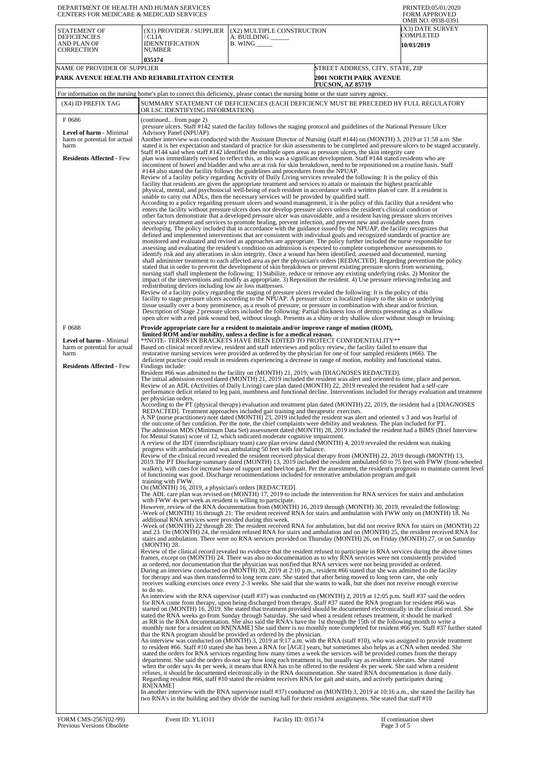DEPARTMENT OF HEALTH AND HUMAN SERVICES
CENTERS FOR MEDICARE & MEDICAID SERVICES

PRINTED:05/01/2020
FORM APPROVED
OMB NO. 0938-0391

| STATEMENT OF DEFICIENCIES AND PLAN OF CORRECTION | (X1) PROVIDER / SUPPLIER / CLIA IDENNTIFICATION NUMBER | (X2) MULTIPLE CONSTRUCTION A. BUILDING ______ B. WING _____ | (X3) DATE SURVEY COMPLETED |
|---|---|---|---|
| | 035174 | | 10/03/2019 |

| NAME OF PROVIDER OF SUPPLIER | STREET ADDRESS, CITY, STATE, ZIP |
|---|---|
| PARK AVENUE HEALTH AND REHABILITATION CENTER | 2001 NORTH PARK AVENUE TUCSON, AZ 85719 |

For information on the nursing home's plan to correct this deficiency, please contact the nursing home or the state survey agency.

| (X4) ID PREFIX TAG | SUMMARY STATEMENT OF DEFICIENCIES (EACH DEFICIENCY MUST BE PRECEDED BY FULL REGULATORY OR LSC IDENTIFYING INFORMATION) |
|---|---|
| F 0686<br><br>**Level of harm** - Minimal harm or potential for actual harm<br><br>**Residents Affected** - Few | (continued... from page 2)<br>pressure ulcers. Staff #142 stated the facility follows the staging protocol and guidelines of the National Pressure Ulcer Advisory Panel (NPUAP).<br>Another interview was conducted with the Assistant Director of Nursing (staff #144) on (MONTH) 3, 2019 at 11:58 a.m. She stated it is her expectation and standard of practice for skin assessments to be completed and pressure ulcers to be staged accurately. Staff #144 said when staff #142 identified the multiple open areas as pressure ulcers, the skin integrity care plan was immediately revised to reflect this, as this was a significant development. Staff #144 stated residents who are incontinent of bowel and bladder and who are at risk for skin breakdown, need to be repositioned on a routine basis. Staff #144 also stated the facility follows the guidelines and procedures from the NPUAP.<br>Review of a facility policy regarding Activity of Daily Living services revealed the following: It is the policy of this facility that residents are given the appropriate treatment and services to attain or maintain the highest practicable physical, mental, and psychosocial well-being of each resident in accordance with a written plan of care. If a resident is unable to carry out ADLs, then the necessary services will be provided by qualified staff.<br>According to a policy regarding pressure ulcers and wound management, it is the policy of this facility that a resident who enters the facility without pressure ulcers does not develop pressure ulcers unless the resident's clinical condition or other factors demonstrate that a developed pressure ulcer was unavoidable, and a resident having pressure ulcers receives necessary treatment and services to promote healing, prevent infection, and prevent new and avoidable sores from developing. The policy included that in accordance with the guidance issued by the NPUAP, the facility recognizes that defined and implemented interventions that are consistent with individual goals and recognized standards of practice are monitored and evaluated and revised as approaches are appropriate. The policy further included the nurse responsible for assessing and evaluating the resident's condition on admission is expected to complete comprehensive assessments to identify risk and any alterations in skin integrity. Once a wound has been identified, assessed and documented, nursing shall administer treatment to each affected area as per the physician's orders [REDACTED]. Regarding prevention the policy stated that in order to prevent the development of skin breakdown or prevent existing pressure ulcers from worsening, nursing staff shall implement the following: 1) Stabilize, reduce or remove any existing underlying risks. 2) Monitor the impact of the interventions and modify as appropriate. 3) Reposition the resident. 4) Use pressure relieving/reducing and redistributing devices including low air loss mattresses.<br>Review of a facility policy regarding the staging of pressure ulcers revealed the following: It is the policy of this facility to stage pressure ulcers according to the NPUAP. A pressure ulcer is localized injury to the skin or underlying tissue usually over a bony prominence, as a result of pressure, or pressure in combination with shear and/or friction. Description of Stage 2 pressure ulcers included the following: Partial thickness loss of dermis presenting as a shallow open ulcer with a red pink wound bed, without slough. Presents as a shiny or dry shallow ulcer without slough or bruising. |
| F 0688<br><br>**Level of harm** - Minimal harm or potential for actual harm<br><br>**Residents Affected** - Few | **Provide appropriate care for a resident to maintain and/or improve range of motion (ROM), limited ROM and/or mobility, unless a decline is for a medical reason.**<br>**NOTE- TERMS IN BRACKETS HAVE BEEN EDITED TO PROTECT CONFIDENTIALITY**<br>Based on clinical record review, resident and staff interviews and policy review, the facility failed to ensure that restorative nursing services were provided as ordered by the physician for one of four sampled residents (#66). The deficient practice could result in residents experiencing a decrease in range of motion, mobility and functional status.<br>Findings include:<br>Resident #66 was admitted to the facility on (MONTH) 21, 2019, with [DIAGNOSES REDACTED].<br>The initial admission record dated (MONTH) 21, 2019 included the resident was alert and oriented to time, place and person.<br>Review of an ADL (Activities of Daily Living) care plan dated (MONTH) 22, 2019 revealed the resident had a self-care performance deficit related to leg pain, numbness and functional decline. Interventions included for therapy evaluation and treatment per physician orders.<br>According to the PT (physical therapy) evaluation and treatment plan dated (MONTH) 22, 2019, the resident had a [DIAGNOSES REDACTED]. Treatment approaches included gait training and therapeutic exercises.<br>A NP (nurse practitioner) note dated (MONTH) 23, 2019 included the resident was alert and oriented x 3 and was fearful of the outcome of her condition. Per the note, the chief complaints were debility and weakness. The plan included for PT.<br>The admission MDS (Minimum Data Set) assessment dated (MONTH) 28, 2019 included the resident had a BIMS (Brief Interview for Mental Status) score of 12, which indicated moderate cognitive impairment.<br>A review of the IDT (interdisciplinary team) care plan review dated (MONTH) 4, 2019 revealed the resident was making progress with ambulation and was ambulating 50 feet with fair balance.<br>Review of the clinical record revealed the resident received physical therapy from (MONTH) 22, 2019 through (MONTH) 13, 2019.The PT Discharge summary dated (MONTH) 13, 2019 included the resident ambulated 60 to 75 feet with FWW (front-wheeled walker), with cues for increase base of support and heel/toe gait. Per the assessment, the resident's prognosis to maintain current level of functioning was good. Discharge recommendations included for restorative ambulation program and gait training with FWW.<br>On (MONTH) 16, 2019, a physician's orders [REDACTED].<br>The ADL care plan was revised on (MONTH) 17, 2019 to include the intervention for RNA services for stairs and ambulation with FWW 4x per week as resident is willing to participate.<br>However, review of the RNA documentation from (MONTH) 16, 2019 through (MONTH) 30, 2019, revealed the following:<br>-Week of (MONTH) 16 through 21: The resident received RNA for stairs and ambulation with FWW only on (MONTH) 18. No additional RNA services were provided during this week.<br>-Week of (MONTH) 22 through 28: The resident received RNA for ambulation, but did not receive RNA for stairs on (MONTH) 22 and 23. On (MONTH) 24, the resident refused RNA for stairs and ambulation and on (MONTH) 25, the resident received RNA for stairs and ambulation. There were no RNA services provided on Thursday (MONTH) 26, on Friday (MONTH) 27, or on Saturday (MONTH) 28.<br>Review of the clinical record revealed no evidence that the resident refused to participate in RNA services during the above times frames, except on (MONTH) 24. There was also no documentation as to why RNA services were not consistently provided as ordered, nor documentation that the physician was notified that RNA services were not being provided as ordered.<br>During an interview conducted on (MONTH) 30, 2019 at 2:10 p.m., resident #66 stated that she was admitted to the facility for therapy and was then transferred to long term care. She stated that after being moved to long term care, she only receives walking exercises once every 2-3 weeks. She said that she wants to walk, but she does not receive enough exercise to do so.<br>An interview with the RNA supervisor (staff #37) was conducted on (MONTH) 2, 2019 at 12:05 p.m. Staff #37 said the orders for RNA come from therapy, upon being discharged from therapy. Staff #37 stated the RNA program for resident #66 was started on (MONTH) 16, 2019. She stated that treatment provided should be documented electronically in the clinical record. She stated the RNA weeks go from Sunday through Saturday. She said when a resident refuses treatment, it should be marked as RR in the RNA documentation. She also said the RNA's have the 1st through the 15th of the following month to write a monthly note for a resident on RN[NAME] She said there is no monthly note completed for resident #66 yet. Staff #37 further stated that the RNA program should be provided as ordered by the physician.<br>An interview was conducted on (MONTH) 3, 2019 at 9:17 a.m. with the RNA (staff #10), who was assigned to provide treatment to resident #66. Staff #10 stated she has been a RNA for [AGE] years, but sometimes also helps as a CNA when needed. She stated the orders for RNA services regarding how many times a week the services will be provided comes from the therapy department. She said the orders do not say how long each treatment is, but usually say as resident tolerates. She stated when the order says 4x per week, it means that RNA has to be offered to the resident 4x per week. She said when a resident refuses, it should be documented electronically in the RNA documentation. She stated RNA documentation is done daily. Regarding resident #66, staff #10 stated the resident receives RNA for gait and stairs, and actively participates during RN[NAME]<br>In another interview with the RNA supervisor (staff #37) conducted on (MONTH) 3, 2019 at 10:16 a.m., she stated the facility has two RNA's in the building and they divide the nursing hall for their resident assignments. She stated that staff #10 |

FORM CMS-2567(02-99) Previous Versions Obsolete | Event ID: YL1O11 | Facility ID: 035174 | If continuation sheet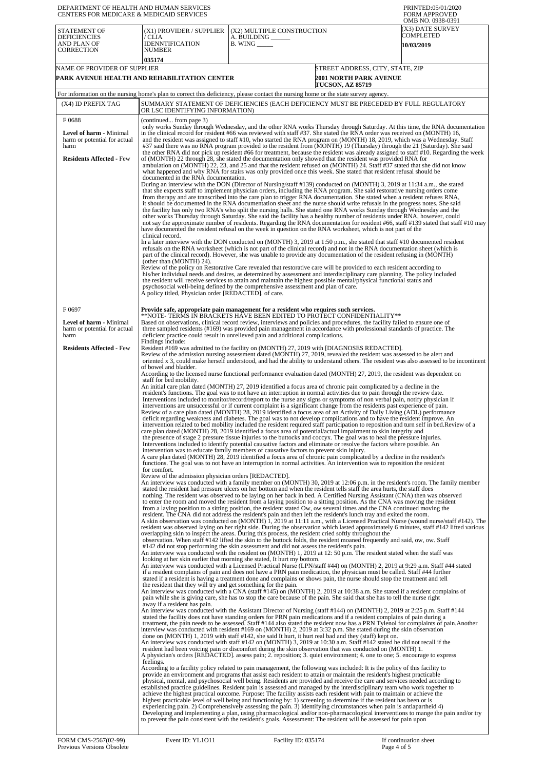DEPARTMENT OF HEALTH AND HUMAN SERVICES
CENTERS FOR MEDICARE & MEDICAID SERVICES

PRINTED:05/01/2020
FORM APPROVED
OMB NO. 0938-0391

| STATEMENT OF DEFICIENCIES AND PLAN OF CORRECTION | (X1) PROVIDER / SUPPLIER / CLIA IDENNTIFICATION NUMBER | (X2) MULTIPLE CONSTRUCTION A. BUILDING ______ B. WING _____ | (X3) DATE SURVEY COMPLETED |
|---|---|---|---|
| | 035174 | | 10/03/2019 |

| NAME OF PROVIDER OF SUPPLIER | STREET ADDRESS, CITY, STATE, ZIP |
|---|---|
| PARK AVENUE HEALTH AND REHABILITATION CENTER | 2001 NORTH PARK AVENUE TUCSON, AZ 85719 |

For information on the nursing home's plan to correct this deficiency, please contact the nursing home or the state survey agency.

| (X4) ID PREFIX TAG | SUMMARY STATEMENT OF DEFICIENCIES (EACH DEFICIENCY MUST BE PRECEDED BY FULL REGULATORY OR LSC IDENTIFYING INFORMATION) |
|---|---|
| F 0688<br><br>**Level of harm -** Minimal harm or potential for actual harm<br><br>**Residents Affected -** Few | (continued... from page 3)<br>only works Sunday through Wednesday, and the other RNA works Thursday through Saturday. At this time, the RNA documentation in the clinical record for resident #66 was reviewed with staff #37. She stated the RNA order was received on (MONTH) 16, and the resident was assigned to staff #10, who started the RNA program on (MONTH) 18, 2019, which was a Wednesday. Staff #37 said there was no RNA program provided to the resident from (MONTH) 19 (Thursday) through the 21 (Saturday). She said the other RNA did not pick up resident #66 for treatment, because the resident was already assigned to staff #10. Regarding the week of (MONTH) 22 through 28, she stated the documentation only showed that the resident was provided RNA for ambulation on (MONTH) 22, 23, and 25 and that the resident refused on (MONTH) 24. Staff #37 stated that she did not know what happened and why RNA for stairs was only provided once this week. She stated that resident refusal should be documented in the RNA documentation.<br>During an interview with the DON (Director of Nursing/staff #139) conducted on (MONTH) 3, 2019 at 11:34 a.m., she stated that she expects staff to implement physician orders, including the RNA program. She said restorative nursing orders come from therapy and are transcribed into the care plan to trigger RNA documentation. She stated when a resident refuses RNA, it should be documented in the RNA documentation sheet and the nurse should write refusals in the progress notes. She said the facility has only two RNA's who split the nursing halls. She stated one RNA works Sunday through Wednesday and the other works Thursday through Saturday. She said the facility has a healthy number of residents under RNA, however, could not say the approximate number of residents. Regarding the RNA documentation for resident #66, staff #139 stated that staff #10 may have documented the resident refusal on the week in question on the RNA worksheet, which is not part of the clinical record.<br>In a later interview with the DON conducted on (MONTH) 3, 2019 at 1:50 p.m., she stated that staff #10 documented resident refusals on the RNA worksheet (which is not part of the clinical record) and not in the RNA documentation sheet (which is part of the clinical record). However, she was unable to provide any documentation of the resident refusing in (MONTH) (other than (MONTH) 24).<br>Review of the policy on Restorative Care revealed that restorative care will be provided to each resident according to his/her individual needs and desires, as determined by assessment and interdisciplinary care planning. The policy included the resident will receive services to attain and maintain the highest possible mental/physical functional status and psychosocial well-being defined by the comprehensive assessment and plan of care.<br>A policy titled, Physician order [REDACTED]. of care. |
| F 0697<br><br>**Level of harm -** Minimal harm or potential for actual harm<br><br>**Residents Affected -** Few | **Provide safe, appropriate pain management for a resident who requires such services.**<br>**NOTE- TERMS IN BRACKETS HAVE BEEN EDITED TO PROTECT CONFIDENTIALITY**<br>Based on observations, clinical record review, interviews and policies and procedures, the facility failed to ensure one of three sampled residents (#169) was provided pain management in accordance with professional standards of practice. The deficient practice could result in unrelieved pain and additional complications.<br>Findings include:<br>Resident #169 was admitted to the facility on (MONTH) 27, 2019 with [DIAGNOSES REDACTED].<br>Review of the admission nursing assessment dated (MONTH) 27, 2019, revealed the resident was assessed to be alert and oriented x 3, could make herself understood, and had the ability to understand others. The resident was also assessed to be incontinent of bowel and bladder.<br>According to the licensed nurse functional performance evaluation dated (MONTH) 27, 2019, the resident was dependent on staff for bed mobility.<br>An initial care plan dated (MONTH) 27, 2019 identified a focus area of chronic pain complicated by a decline in the resident's functions. The goal was to not have an interruption in normal activities due to pain through the review date. Interventions included to monitor/record/report to the nurse any signs or symptoms of non verbal pain, notify physician if interventions are unsuccessful or if current complaint is a significant change from the residents past experience of pain.<br>Review of a care plan dated (MONTH) 28, 2019 identified a focus area of an Activity of Daily Living (ADL) performance deficit regarding weakness and diabetes. The goal was to not develop complications and to have the resident improve. An intervention related to bed mobility included the resident required staff participation to reposition and turn self in bed.Review of a care plan dated (MONTH) 28, 2019 identified a focus area of potential/actual impairment to skin integrity and the presence of stage 2 pressure tissue injuries to the buttocks and coccyx. The goal was to heal the pressure injuries. Interventions included to identify potential causative factors and eliminate or resolve the factors where possible. An intervention was to educate family members of causative factors to prevent skin injury.<br>A care plan dated (MONTH) 28, 2019 identified a focus area of chronic pain complicated by a decline in the resident's functions. The goal was to not have an interruption in normal activities. An intervention was to reposition the resident for comfort.<br>Review of the admission physician orders [REDACTED].<br>An interview was conducted with a family member on (MONTH) 30, 2019 at 12:06 p.m. in the resident's room. The family member stated the resident had pressure ulcers on her bottom and when the resident tells staff the area hurts, the staff does nothing. The resident was observed to be laying on her back in bed. A Certified Nursing Assistant (CNA) then was observed to enter the room and moved the resident from a laying position to a sitting position. As the CNA was moving the resident from a laying position to a sitting position, the resident stated Ow, ow several times and the CNA continued moving the resident. The CNA did not address the resident's pain and then left the resident's lunch tray and exited the room.<br>A skin observation was conducted on (MONTH) 1, 2019 at 11:11 a.m., with a Licensed Practical Nurse (wound nurse/staff #142). The resident was observed laying on her right side. During the observation which lasted approximately 6 minutes, staff #142 lifted various overlapping skin to inspect the areas. During this process, the resident cried softly throughout the observation. When staff #142 lifted the skin to the buttock folds, the resident moaned frequently and said, ow, ow. Staff #142 did not stop performing the skin assessment and did not assess the resident's pain.<br>An interview was conducted with the resident on (MONTH) 1, 2019 at 12: 50 p.m. The resident stated when the staff was looking at her skin earlier that morning she stated, It hurt my bottom.<br>An interview was conducted with a Licensed Practical Nurse (LPN/staff #44) on (MONTH) 2, 2019 at 9:29 a.m. Staff #44 stated if a resident complains of pain and does not have a PRN pain medication, the physician must be called. Staff #44 further stated if a resident is having a treatment done and complains or shows pain, the nurse should stop the treatment and tell the resident that they will try and get something for the pain.<br>An interview was conducted with a CNA (staff #145) on (MONTH) 2, 2019 at 10:38 a.m. She stated if a resident complains of pain while she is giving care, she has to stop the care because of the pain. She said that she has to tell the nurse right away if a resident has pain.<br>An interview was conducted with the Assistant Director of Nursing (staff #144) on (MONTH) 2, 2019 at 2:25 p.m. Staff #144 stated the facility does not have standing orders for PRN pain medications and if a resident complains of pain during a treatment, the pain needs to be assessed. Staff #144 also stated the resident now has a PRN Tylenol for complaints of pain.Another interview was conducted with resident #169 on (MONTH) 2, 2019 at 3:32 p.m. She stated during the skin observation done on (MONTH) 1, 2019 with staff #142, she said It hurt, it hurt real bad and they (staff) kept on.<br>An interview was conducted with staff #142 on (MONTH) 3, 2019 at 10:30 a.m. Staff #142 stated he did not recall if the resident had been voicing pain or discomfort during the skin observation that was conducted on (MONTH) 1.<br>A physician's orders [REDACTED]. assess pain; 2. reposition; 3. quiet environment; 4. one to one; 5. encourage to express feelings.<br>According to a facility policy related to pain management, the following was included: It is the policy of this facility to provide an environment and programs that assist each resident to attain or maintain the resident's highest practicable physical, mental, and psychosocial well being. Residents are provided and receive the care and services needed according to established practice guidelines. Resident pain is assessed and managed by the interdisciplinary team who work together to achieve the highest practical outcome. Purpose: The facility assists each resident with pain to maintain or achieve the highest practicable level of well being and functioning by: 1) screening to determine if the resident has been or is experiencing pain. 2) Comprehensively assessing the pain. 3) Identifying circumstances when pain is antiapartheid 4) Developing and implementing a plan, using pharmacological and/or non-pharmacological interventions to mange the pain and/or try to prevent the pain consistent with the resident's goals. Assessment: The resident will be assessed for pain upon |

FORM CMS-2567(02-99) Previous Versions Obsolete | Event ID: YL1O11 | Facility ID: 035174 | If continuation sheet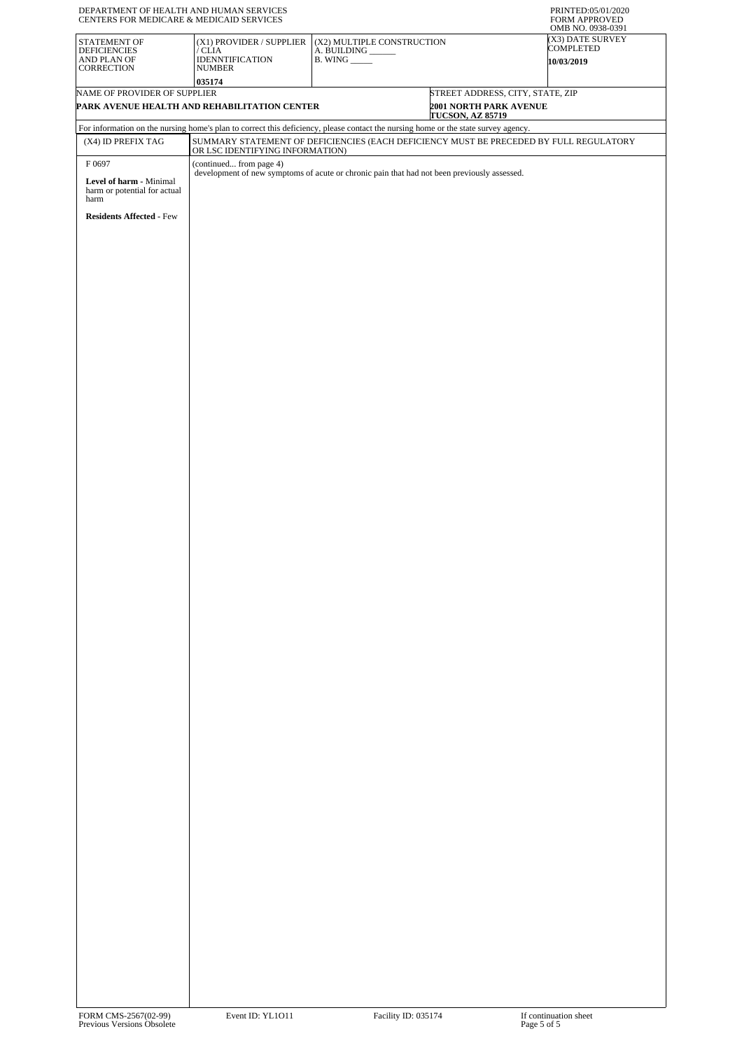DEPARTMENT OF HEALTH AND HUMAN SERVICES
CENTERS FOR MEDICARE & MEDICAID SERVICES

PRINTED:05/01/2020
FORM APPROVED
OMB NO. 0938-0391

| STATEMENT OF DEFICIENCIES AND PLAN OF CORRECTION | (X1) PROVIDER / SUPPLIER / CLIA IDENNTIFICATION NUMBER | (X2) MULTIPLE CONSTRUCTION | (X3) DATE SURVEY COMPLETED |
|---|---|---|---|
| | **035174** | A. BUILDING ______ B. WING _____ | **10/03/2019** |

| NAME OF PROVIDER OF SUPPLIER | STREET ADDRESS, CITY, STATE, ZIP |
|---|---|
| **PARK AVENUE HEALTH AND REHABILITATION CENTER** | **2001 NORTH PARK AVENUE TUCSON, AZ 85719** |

For information on the nursing home's plan to correct this deficiency, please contact the nursing home or the state survey agency.

| (X4) ID PREFIX TAG | SUMMARY STATEMENT OF DEFICIENCIES (EACH DEFICIENCY MUST BE PRECEDED BY FULL REGULATORY OR LSC IDENTIFYING INFORMATION) |
|---|---|
| F 0697<br><br>**Level of harm** - Minimal harm or potential for actual harm<br><br>**Residents Affected** - Few | (continued... from page 4)<br>development of new symptoms of acute or chronic pain that had not been previously assessed. |

FORM CMS-2567(02-99) Previous Versions Obsolete | Event ID: YL1O11 | Facility ID: 035174 | If continuation sheet